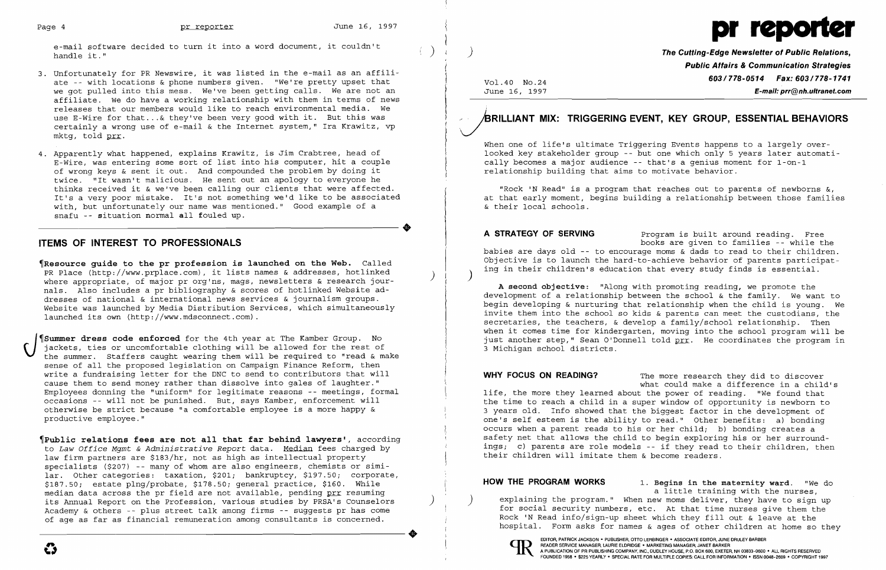e-mail software decided to turn it into a word document, it couldn't handle it."

3. Unfortunately for PR Newswire, it was listed in the e-mail as an affiliate -- with locations & phone numbers given. "We're pretty upset that we got pulled into this mess. We've been getting calls. We are not an affiliate. We do have a working relationship with them in terms of news releases that our members would like to reach environmental media. We use E-Wire for that...& they've been very good with it. But this was certainly a wrong use of e-mail & the Internet system," Ira Krawitz, vp mktg, told prr.

4. Apparently what happened, explains Krawitz, is Jim Crabtree, head of E-Wire, was entering some sort of list into his computer, hit a couple of wrong keys & sent it out. And compounded the problem by doing it twice. "It wasn't malicious. He sent out an apology to everyone he thinks received it & we've been calling our clients that were affected. It's a very poor mistake. It's not something we'd like to be associated with, but unfortunately our name was mentioned." Good example of a snafu -- situation normal all fouled up.

## ITEMS OF INTEREST TO PROFESSIONALS

¶**Resource guide to the pr profession is launched on the Web.** Called PR Place (http://www.prplace.com), it lists names & addresses, hotlinked where appropriate, of major pr org'ns, mags, newsletters & research journals. Also includes a pr bibliography & scores of hotlinked Website addresses of national & international news services & journalism groups. Website was launched by Media Distribution Services, which simultaneously launched its own (http://www.mdsconnect.com).

¶**Summer dress code enforced** for the 4th year at The Kamber Group. No jackets, ties or uncomfortable clothing will be allowed for the rest of the summer. Staffers caught wearing them will be required to "read & make sense of all the proposed legislation on Campaign Finance Reform, then write a fundraising letter for the DNC to send to contributors that will cause them to send money rather than dissolve into gales of laughter." Employees donning the "uniform" for legitimate reasons -- meetings, formal occasions -- will not be punished. But, says Kamber, enforcement will otherwise be strict because "a comfortable employee is a more happy & productive employee."

¶**Public relations fees are not all that far behind lawyers'**, according to *Law Office Mgmt & Administrative Report* data. Median fees charged by law firm partners are $183/hr, not as high as intellectual property specialists ($207) -- many of whom are also engineers, chemists or similar. Other categories: taxation, $201; bankruptcy, $197.50; corporate, $187.50; estate plng/probate, $178.50; general practice, $160. While median data across the pr field are not available, pending prr resuming its Annual Report on the Profession, various studies by PRSA's Counselors Academy & others -- plus street talk among firms -- suggests pr has come of age as far as financial remuneration among consultants is concerned.

# pr reporter

**The Cutting-Edge Newsletter of Public Relations, Public Affairs & Communication Strategies**
603/778-0514 Fax: 603/778-1741
E-mail: prr@nh.ultranet.com

Vol.40 No.24
June 16, 1997

## BRILLIANT MIX: TRIGGERING EVENT, KEY GROUP, ESSENTIAL BEHAVIORS

When one of life's ultimate Triggering Events happens to a largely overlooked key stakeholder group -- but one which only 5 years later automatically becomes a major audience -- that's a genius moment for 1-on-1 relationship building that aims to motivate behavior.

"Rock 'N Read" is a program that reaches out to parents of newborns &, at that early moment, begins building a relationship between those families & their local schools.

**A STRATEGY OF SERVING** Program is built around reading. Free books are given to families -- while the babies are days old -- to encourage moms & dads to read to their children. Objective is to launch the hard-to-achieve behavior of parents participating in their children's education that every study finds is essential.

**A second objective:** "Along with promoting reading, we promote the development of a relationship between the school & the family. We want to begin developing & nurturing that relationship when the child is young. We invite them into the school so kids & parents can meet the custodians, the secretaries, the teachers, & develop a family/school relationship. Then when it comes time for kindergarten, moving into the school program will be just another step," Sean O'Donnell told prr. He coordinates the program in 3 Michigan school districts.

**WHY FOCUS ON READING?** The more research they did to discover what could make a difference in a child's life, the more they learned about the power of reading. "We found that the time to reach a child in a super window of opportunity is newborn to 3 years old. Info showed that the biggest factor in the development of one's self esteem is the ability to read." Other benefits: a) bonding occurs when a parent reads to his or her child; b) bonding creates a safety net that allows the child to begin exploring his or her surroundings; c) parents are role models -- if they read to their children, then their children will imitate them & become readers.

**HOW THE PROGRAM WORKS** 1. **Begins in the maternity ward.** "We do a little training with the nurses, explaining the program." When new moms deliver, they have to sign up for social security numbers, etc. At that time nurses give them the Rock 'N Read info/sign-up sheet which they fill out & leave at the hospital. Form asks for names & ages of other children at home so they

EDITOR, PATRICK JACKSON • PUBLISHER, OTTO LERBINGER • ASSOCIATE EDITOR, JUNE DRULEY BARBER
READER SERVICE MANAGER, LAURIE ELDRIDGE • MARKETING MANAGER, JANET BARKER
A PUBLICATION OF PR PUBLISHING COMPANY, INC., DUDLEY HOUSE, P.O. BOX 600, EXETER, NH 03833-0600 • ALL RIGHTS RESERVED
FOUNDED 1958 • $225 YEARLY • SPECIAL RATE FOR MULTIPLE COPIES: CALL FOR INFORMATION • ISSN 0048-2609 • COPYRIGHT 1997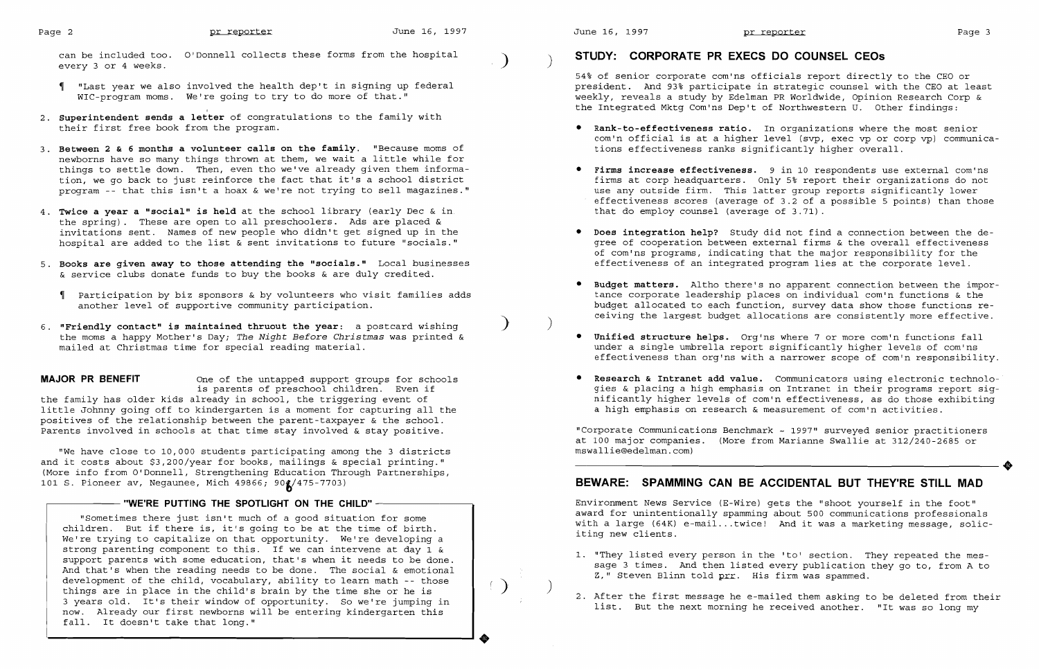can be included too. O'Donnell collects these forms from the hospital every 3 or 4 weeks.

¶ "Last year we also involved the health dep't in signing up federal WIC-program moms. We're going to try to do more of that."

2. **Superintendent sends a letter** of congratulations to the family with their first free book from the program.

3. **Between 2 & 6 months a volunteer calls on the family.** "Because moms of newborns have so many things thrown at them, we wait a little while for things to settle down. Then, even tho we've already given them information, we go back to just reinforce the fact that it's a school district program -- that this isn't a hoax & we're not trying to sell magazines."

4. **Twice a year a "social" is held** at the school library (early Dec & in the spring). These are open to all preschoolers. Ads are placed & invitations sent. Names of new people who didn't get signed up in the hospital are added to the list & sent invitations to future "socials."

5. **Books are given away to those attending the "socials."** Local businesses & service clubs donate funds to buy the books & are duly credited.

¶ Participation by biz sponsors & by volunteers who visit families adds another level of supportive community participation.

6. **"Friendly contact" is maintained thruout the year:** a postcard wishing the moms a happy Mother's Day; *The Night Before Christmas* was printed & mailed at Christmas time for special reading material.

**MAJOR PR BENEFIT** One of the untapped support groups for schools is parents of preschool children. Even if the family has older kids already in school, the triggering event of little Johnny going off to kindergarten is a moment for capturing all the positives of the relationship between the parent-taxpayer & the school. Parents involved in schools at that time stay involved & stay positive.

"We have close to 10,000 students participating among the 3 districts and it costs about $3,200/year for books, mailings & special printing." (More info from O'Donnell, Strengthening Education Through Partnerships, 101 S. Pioneer av, Negaunee, Mich 49866; 906/475-7703)

### "WE'RE PUTTING THE SPOTLIGHT ON THE CHILD"

"Sometimes there just isn't much of a good situation for some children. But if there is, it's going to be at the time of birth. We're trying to capitalize on that opportunity. We're developing a strong parenting component to this. If we can intervene at day 1 & support parents with some education, that's when it needs to be done. And that's when the reading needs to be done. The social & emotional development of the child, vocabulary, ability to learn math -- those things are in place in the child's brain by the time she or he is 3 years old. It's their window of opportunity. So we're jumping in now. Already our first newborns will be entering kindergarten this fall. It doesn't take that long."

## STUDY: CORPORATE PR EXECS DO COUNSEL CEOs

54% of senior corporate com'ns officials report directly to the CEO or president. And 93% participate in strategic counsel with the CEO at least weekly, reveals a study by Edelman PR Worldwide, Opinion Research Corp & the Integrated Mktg Com'ns Dep't of Northwestern U. Other findings:

- **Rank-to-effectiveness ratio.** In organizations where the most senior com'n official is at a higher level (svp, exec vp or corp vp) communications effectiveness ranks significantly higher overall.
- **Firms increase effectiveness.** 9 in 10 respondents use external com'ns firms at corp headquarters. Only 5% report their organizations do not use any outside firm. This latter group reports significantly lower effectiveness scores (average of 3.2 of a possible 5 points) than those that do employ counsel (average of 3.71).
- **Does integration help?** Study did not find a connection between the degree of cooperation between external firms & the overall effectiveness of com'ns programs, indicating that the major responsibility for the effectiveness of an integrated program lies at the corporate level.
- **Budget matters.** Altho there's no apparent connection between the importance corporate leadership places on individual com'n functions & the budget allocated to each function, survey data show those functions receiving the largest budget allocations are consistently more effective.
- **Unified structure helps.** Org'ns where 7 or more com'n functions fall under a single umbrella report significantly higher levels of com'ns effectiveness than org'ns with a narrower scope of com'n responsibility.
- **Research & Intranet add value.** Communicators using electronic technologies & placing a high emphasis on Intranet in their programs report significantly higher levels of com'n effectiveness, as do those exhibiting a high emphasis on research & measurement of com'n activities.

"Corporate Communications Benchmark - 1997" surveyed senior practitioners at 100 major companies. (More from Marianne Swallie at 312/240-2685 or mswallie@edelman.com)

## BEWARE: SPAMMING CAN BE ACCIDENTAL BUT THEY'RE STILL MAD

Environment News Service (E-Wire) gets the "shoot yourself in the foot" award for unintentionally spamming about 500 communications professionals with a large (64K) e-mail...twice! And it was a marketing message, soliciting new clients.

1. "They listed every person in the 'to' section. They repeated the message 3 times. And then listed every publication they go to, from A to Z," Steven Blinn told prr. His firm was spammed.

2. After the first message he e-mailed them asking to be deleted from their list. But the next morning he received another. "It was so long my